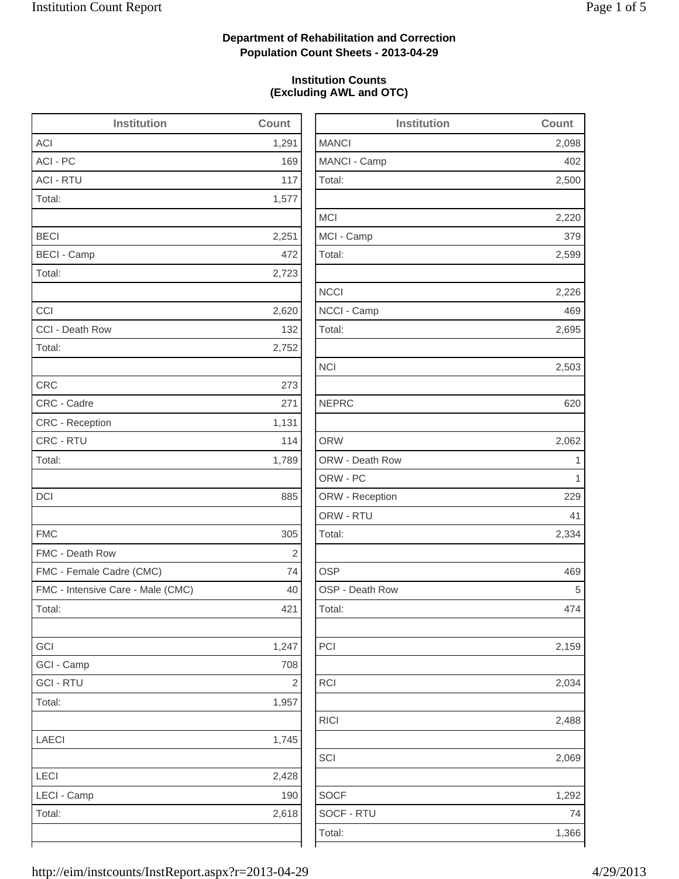**Department of Rehabilitation and Correction**
**Population Count Sheets - 2013-04-29**

**Institution Counts**
**(Excluding AWL and OTC)**

| Institution | Count |
|---|---|
| ACI | 1,291 |
| ACI - PC | 169 |
| ACI - RTU | 117 |
| Total: | 1,577 |
| | |
| BECI | 2,251 |
| BECI - Camp | 472 |
| Total: | 2,723 |
| | |
| CCI | 2,620 |
| CCI - Death Row | 132 |
| Total: | 2,752 |
| | |
| CRC | 273 |
| CRC - Cadre | 271 |
| CRC - Reception | 1,131 |
| CRC - RTU | 114 |
| Total: | 1,789 |
| | |
| DCI | 885 |
| | |
| FMC | 305 |
| FMC - Death Row | 2 |
| FMC - Female Cadre (CMC) | 74 |
| FMC - Intensive Care - Male (CMC) | 40 |
| Total: | 421 |
| | |
| GCI | 1,247 |
| GCI - Camp | 708 |
| GCI - RTU | 2 |
| Total: | 1,957 |
| | |
| LAECI | 1,745 |
| | |
| LECI | 2,428 |
| LECI - Camp | 190 |
| Total: | 2,618 |

| Institution | Count |
|---|---|
| MANCI | 2,098 |
| MANCI - Camp | 402 |
| Total: | 2,500 |
| | |
| MCI | 2,220 |
| MCI - Camp | 379 |
| Total: | 2,599 |
| | |
| NCCI | 2,226 |
| NCCI - Camp | 469 |
| Total: | 2,695 |
| | |
| NCI | 2,503 |
| | |
| NEPRC | 620 |
| | |
| ORW | 2,062 |
| ORW - Death Row | 1 |
| ORW - PC | 1 |
| ORW - Reception | 229 |
| ORW - RTU | 41 |
| Total: | 2,334 |
| | |
| OSP | 469 |
| OSP - Death Row | 5 |
| Total: | 474 |
| | |
| PCI | 2,159 |
| | |
| RCI | 2,034 |
| | |
| RICI | 2,488 |
| | |
| SCI | 2,069 |
| | |
| SOCF | 1,292 |
| SOCF - RTU | 74 |
| Total: | 1,366 |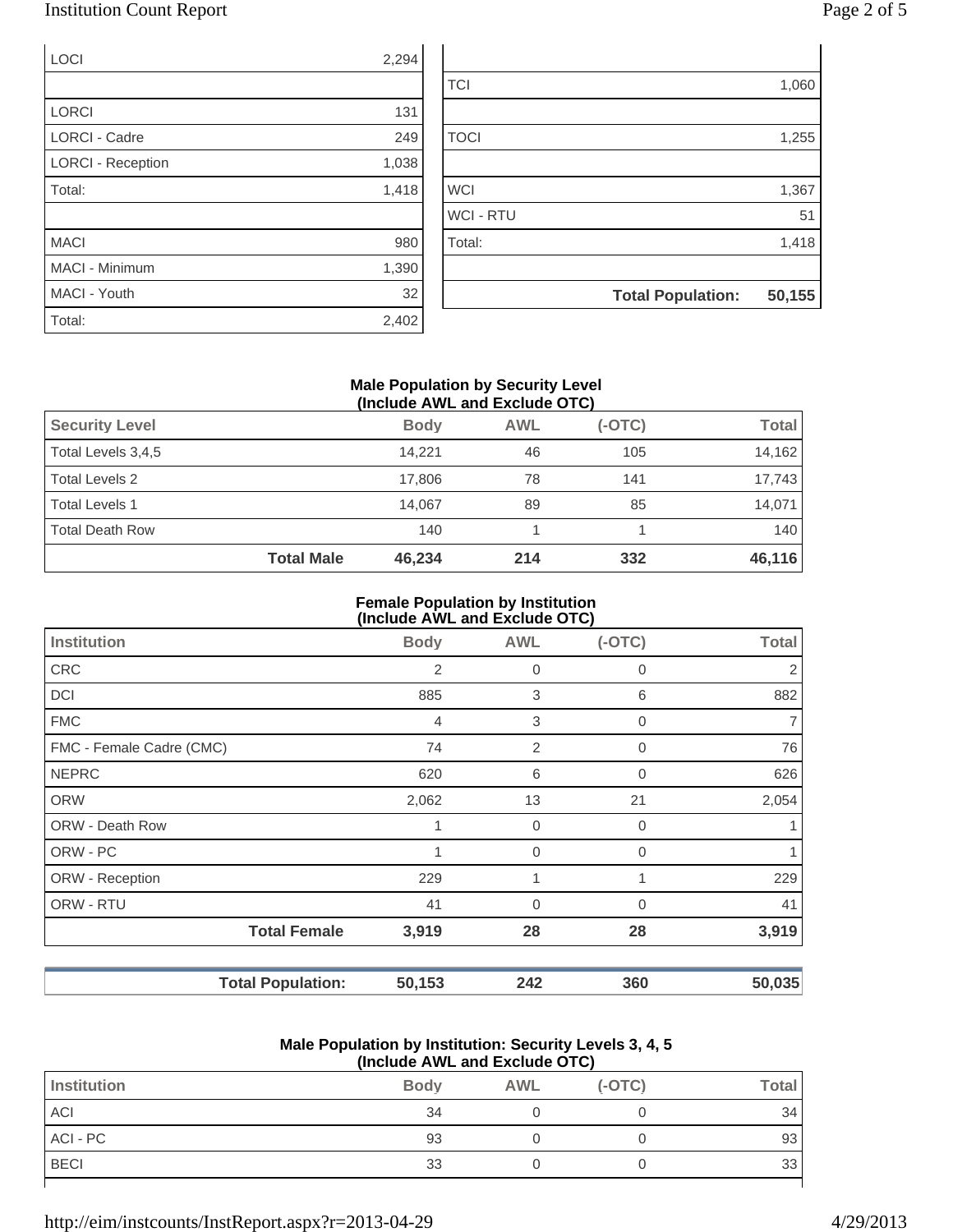| | |
|---|---|
| LOCI | 2,294 |
| | |
| LORCI | 131 |
| LORCI - Cadre | 249 |
| LORCI - Reception | 1,038 |
| Total: | 1,418 |
| | |
| MACI | 980 |
| MACI - Minimum | 1,390 |
| MACI - Youth | 32 |
| Total: | 2,402 |

| | |
|---|---|
| | |
| TCI | 1,060 |
| | |
| TOCI | 1,255 |
| | |
| WCI | 1,367 |
| WCI - RTU | 51 |
| Total: | 1,418 |
| | |
| **Total Population:** | **50,155** |

### Male Population by Security Level (Include AWL and Exclude OTC)

| Security Level | | Body | AWL | (-OTC) | Total |
|---|---|---|---|---|---|
| Total Levels 3,4,5 | | 14,221 | 46 | 105 | 14,162 |
| Total Levels 2 | | 17,806 | 78 | 141 | 17,743 |
| Total Levels 1 | | 14,067 | 89 | 85 | 14,071 |
| Total Death Row | | 140 | 1 | 1 | 140 |
| | **Total Male** | **46,234** | **214** | **332** | **46,116** |

### Female Population by Institution (Include AWL and Exclude OTC)

| Institution | | Body | AWL | (-OTC) | Total |
|---|---|---|---|---|---|
| CRC | | 2 | 0 | 0 | 2 |
| DCI | | 885 | 3 | 6 | 882 |
| FMC | | 4 | 3 | 0 | 7 |
| FMC - Female Cadre (CMC) | | 74 | 2 | 0 | 76 |
| NEPRC | | 620 | 6 | 0 | 626 |
| ORW | | 2,062 | 13 | 21 | 2,054 |
| ORW - Death Row | | 1 | 0 | 0 | 1 |
| ORW - PC | | 1 | 0 | 0 | 1 |
| ORW - Reception | | 229 | 1 | 1 | 229 |
| ORW - RTU | | 41 | 0 | 0 | 41 |
| | **Total Female** | **3,919** | **28** | **28** | **3,919** |

| | | | | | |
|---|---|---|---|---|---|
| | **Total Population:** | **50,153** | **242** | **360** | **50,035** |

### Male Population by Institution: Security Levels 3, 4, 5 (Include AWL and Exclude OTC)

| Institution | Body | AWL | (-OTC) | Total |
|---|---|---|---|---|
| ACI | 34 | 0 | 0 | 34 |
| ACI - PC | 93 | 0 | 0 | 93 |
| BECI | 33 | 0 | 0 | 33 |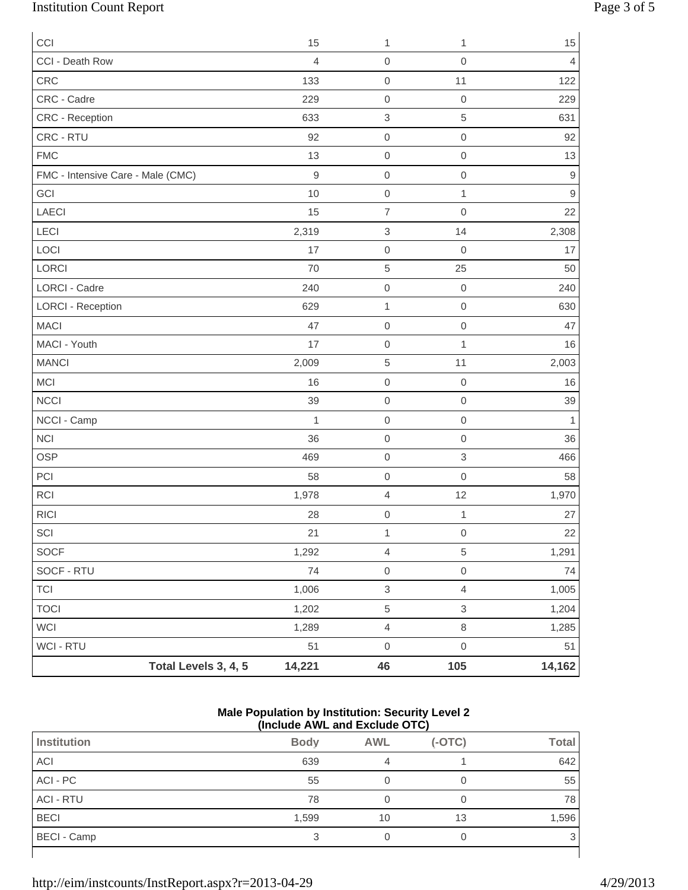| | | | | |
|---|---|---|---|---|
| CCI | 15 | 1 | 1 | 15 |
| CCI - Death Row | 4 | 0 | 0 | 4 |
| CRC | 133 | 0 | 11 | 122 |
| CRC - Cadre | 229 | 0 | 0 | 229 |
| CRC - Reception | 633 | 3 | 5 | 631 |
| CRC - RTU | 92 | 0 | 0 | 92 |
| FMC | 13 | 0 | 0 | 13 |
| FMC - Intensive Care - Male (CMC) | 9 | 0 | 0 | 9 |
| GCI | 10 | 0 | 1 | 9 |
| LAECI | 15 | 7 | 0 | 22 |
| LECI | 2,319 | 3 | 14 | 2,308 |
| LOCI | 17 | 0 | 0 | 17 |
| LORCI | 70 | 5 | 25 | 50 |
| LORCI - Cadre | 240 | 0 | 0 | 240 |
| LORCI - Reception | 629 | 1 | 0 | 630 |
| MACI | 47 | 0 | 0 | 47 |
| MACI - Youth | 17 | 0 | 1 | 16 |
| MANCI | 2,009 | 5 | 11 | 2,003 |
| MCI | 16 | 0 | 0 | 16 |
| NCCI | 39 | 0 | 0 | 39 |
| NCCI - Camp | 1 | 0 | 0 | 1 |
| NCI | 36 | 0 | 0 | 36 |
| OSP | 469 | 0 | 3 | 466 |
| PCI | 58 | 0 | 0 | 58 |
| RCI | 1,978 | 4 | 12 | 1,970 |
| RICI | 28 | 0 | 1 | 27 |
| SCI | 21 | 1 | 0 | 22 |
| SOCF | 1,292 | 4 | 5 | 1,291 |
| SOCF - RTU | 74 | 0 | 0 | 74 |
| TCI | 1,006 | 3 | 4 | 1,005 |
| TOCI | 1,202 | 5 | 3 | 1,204 |
| WCI | 1,289 | 4 | 8 | 1,285 |
| WCI - RTU | 51 | 0 | 0 | 51 |
| **Total Levels 3, 4, 5** | **14,221** | **46** | **105** | **14,162** |

**Male Population by Institution: Security Level 2**
**(Include AWL and Exclude OTC)**

| Institution | Body | AWL | (-OTC) | Total |
|---|---|---|---|---|
| ACI | 639 | 4 | 1 | 642 |
| ACI - PC | 55 | 0 | 0 | 55 |
| ACI - RTU | 78 | 0 | 0 | 78 |
| BECI | 1,599 | 10 | 13 | 1,596 |
| BECI - Camp | 3 | 0 | 0 | 3 |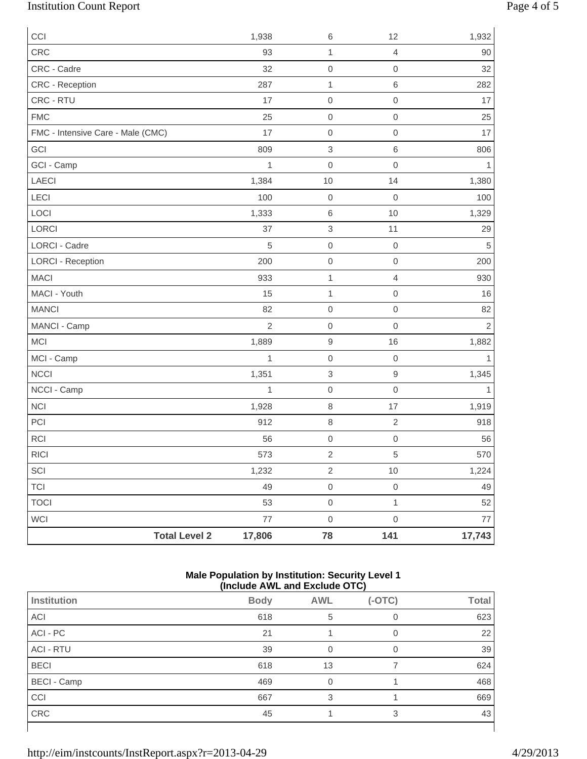| | Body | AWL | (-OTC) | Total |
|---|---|---|---|---|
| CCI | 1,938 | 6 | 12 | 1,932 |
| CRC | 93 | 1 | 4 | 90 |
| CRC - Cadre | 32 | 0 | 0 | 32 |
| CRC - Reception | 287 | 1 | 6 | 282 |
| CRC - RTU | 17 | 0 | 0 | 17 |
| FMC | 25 | 0 | 0 | 25 |
| FMC - Intensive Care - Male (CMC) | 17 | 0 | 0 | 17 |
| GCI | 809 | 3 | 6 | 806 |
| GCI - Camp | 1 | 0 | 0 | 1 |
| LAECI | 1,384 | 10 | 14 | 1,380 |
| LECI | 100 | 0 | 0 | 100 |
| LOCI | 1,333 | 6 | 10 | 1,329 |
| LORCI | 37 | 3 | 11 | 29 |
| LORCI - Cadre | 5 | 0 | 0 | 5 |
| LORCI - Reception | 200 | 0 | 0 | 200 |
| MACI | 933 | 1 | 4 | 930 |
| MACI - Youth | 15 | 1 | 0 | 16 |
| MANCI | 82 | 0 | 0 | 82 |
| MANCI - Camp | 2 | 0 | 0 | 2 |
| MCI | 1,889 | 9 | 16 | 1,882 |
| MCI - Camp | 1 | 0 | 0 | 1 |
| NCCI | 1,351 | 3 | 9 | 1,345 |
| NCCI - Camp | 1 | 0 | 0 | 1 |
| NCI | 1,928 | 8 | 17 | 1,919 |
| PCI | 912 | 8 | 2 | 918 |
| RCI | 56 | 0 | 0 | 56 |
| RICI | 573 | 2 | 5 | 570 |
| SCI | 1,232 | 2 | 10 | 1,224 |
| TCI | 49 | 0 | 0 | 49 |
| TOCI | 53 | 0 | 1 | 52 |
| WCI | 77 | 0 | 0 | 77 |
| **Total Level 2** | **17,806** | **78** | **141** | **17,743** |

**Male Population by Institution: Security Level 1 (Include AWL and Exclude OTC)**

| Institution | Body | AWL | (-OTC) | Total |
|---|---|---|---|---|
| ACI | 618 | 5 | 0 | 623 |
| ACI - PC | 21 | 1 | 0 | 22 |
| ACI - RTU | 39 | 0 | 0 | 39 |
| BECI | 618 | 13 | 7 | 624 |
| BECI - Camp | 469 | 0 | 1 | 468 |
| CCI | 667 | 3 | 1 | 669 |
| CRC | 45 | 1 | 3 | 43 |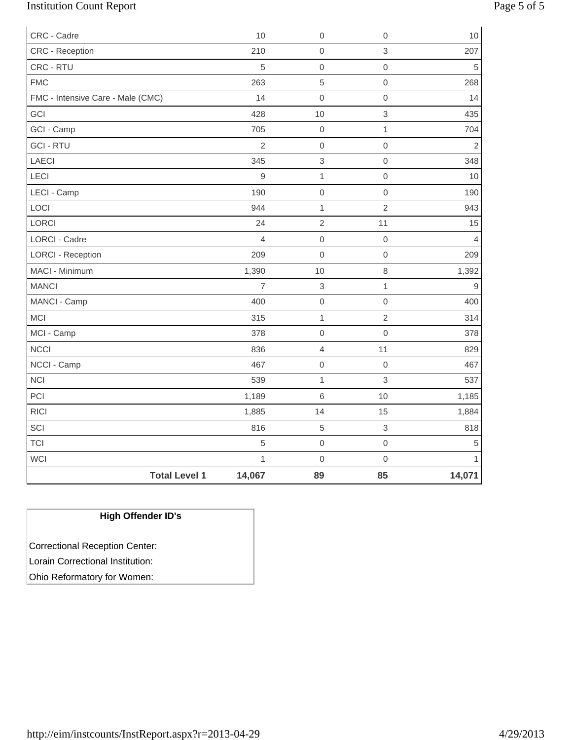| | | | | |
|---|---|---|---|---|
| CRC - Cadre | 10 | 0 | 0 | 10 |
| CRC - Reception | 210 | 0 | 3 | 207 |
| CRC - RTU | 5 | 0 | 0 | 5 |
| FMC | 263 | 5 | 0 | 268 |
| FMC - Intensive Care - Male (CMC) | 14 | 0 | 0 | 14 |
| GCI | 428 | 10 | 3 | 435 |
| GCI - Camp | 705 | 0 | 1 | 704 |
| GCI - RTU | 2 | 0 | 0 | 2 |
| LAECI | 345 | 3 | 0 | 348 |
| LECI | 9 | 1 | 0 | 10 |
| LECI - Camp | 190 | 0 | 0 | 190 |
| LOCI | 944 | 1 | 2 | 943 |
| LORCI | 24 | 2 | 11 | 15 |
| LORCI - Cadre | 4 | 0 | 0 | 4 |
| LORCI - Reception | 209 | 0 | 0 | 209 |
| MACI - Minimum | 1,390 | 10 | 8 | 1,392 |
| MANCI | 7 | 3 | 1 | 9 |
| MANCI - Camp | 400 | 0 | 0 | 400 |
| MCI | 315 | 1 | 2 | 314 |
| MCI - Camp | 378 | 0 | 0 | 378 |
| NCCI | 836 | 4 | 11 | 829 |
| NCCI - Camp | 467 | 0 | 0 | 467 |
| NCI | 539 | 1 | 3 | 537 |
| PCI | 1,189 | 6 | 10 | 1,185 |
| RICI | 1,885 | 14 | 15 | 1,884 |
| SCI | 816 | 5 | 3 | 818 |
| TCI | 5 | 0 | 0 | 5 |
| WCI | 1 | 0 | 0 | 1 |
| **Total Level 1** | **14,067** | **89** | **85** | **14,071** |

| High Offender ID's |
|---|
| Correctional Reception Center: |
| Lorain Correctional Institution: |
| Ohio Reformatory for Women: |